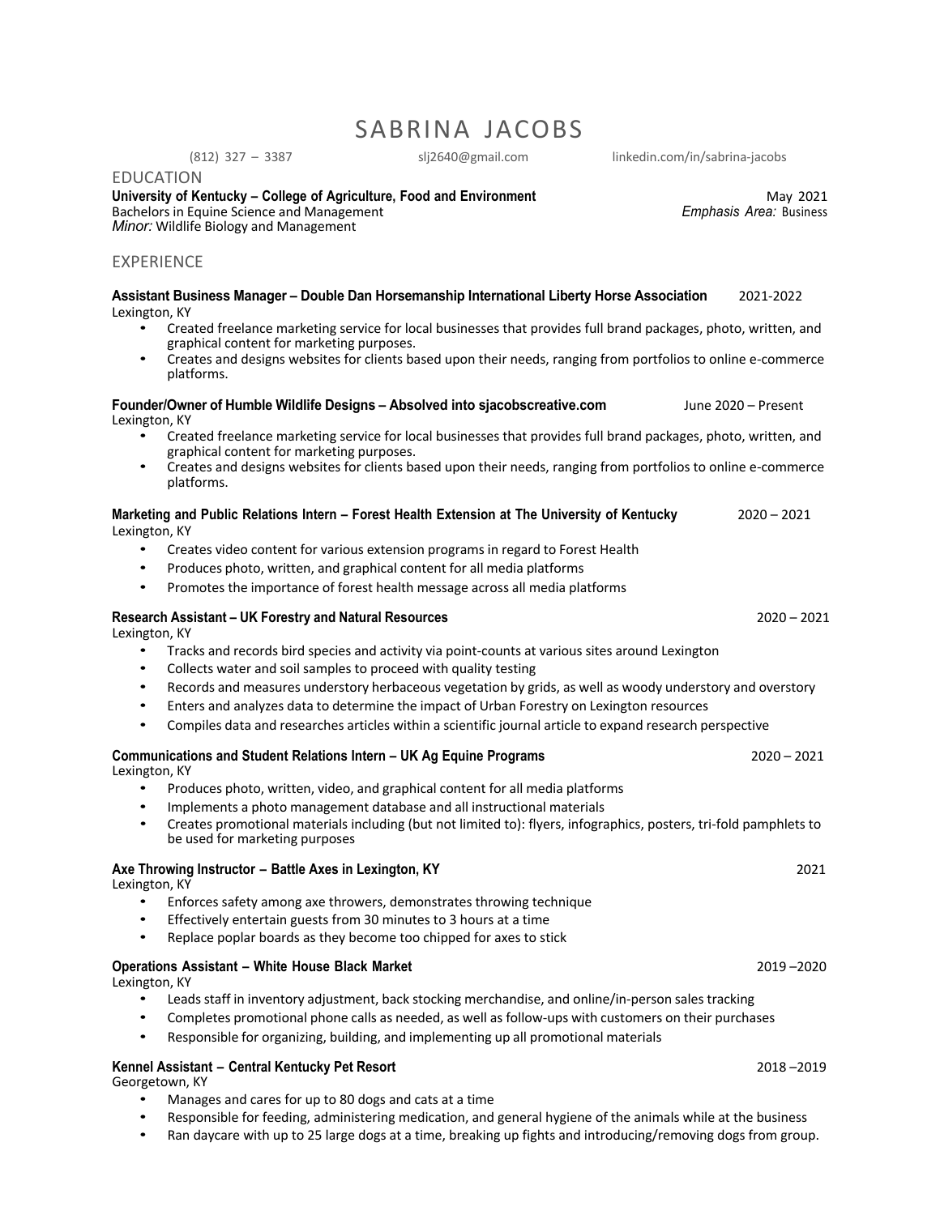# SABRINA JACOBS

(812) 327 – 3387 | slj2640@gmail.com | linkedin.com/in/sabrina-jacobs

## EDUCATION

**University of Kentucky – College of Agriculture, Food and Environment** — May 2021
Bachelors in Equine Science and Management — *Emphasis Area:* Business
*Minor:* Wildlife Biology and Management

## EXPERIENCE

**Assistant Business Manager – Double Dan Horsemanship International Liberty Horse Association** — 2021-2022
Lexington, KY

- Created freelance marketing service for local businesses that provides full brand packages, photo, written, and graphical content for marketing purposes.
- Creates and designs websites for clients based upon their needs, ranging from portfolios to online e-commerce platforms.

**Founder/Owner of Humble Wildlife Designs – Absolved into sjacobscreative.com** — June 2020 – Present
Lexington, KY

- Created freelance marketing service for local businesses that provides full brand packages, photo, written, and graphical content for marketing purposes.
- Creates and designs websites for clients based upon their needs, ranging from portfolios to online e-commerce platforms.

**Marketing and Public Relations Intern – Forest Health Extension at The University of Kentucky** — 2020 – 2021
Lexington, KY

- Creates video content for various extension programs in regard to Forest Health
- Produces photo, written, and graphical content for all media platforms
- Promotes the importance of forest health message across all media platforms

**Research Assistant – UK Forestry and Natural Resources** — 2020 – 2021
Lexington, KY

- Tracks and records bird species and activity via point-counts at various sites around Lexington
- Collects water and soil samples to proceed with quality testing
- Records and measures understory herbaceous vegetation by grids, as well as woody understory and overstory
- Enters and analyzes data to determine the impact of Urban Forestry on Lexington resources
- Compiles data and researches articles within a scientific journal article to expand research perspective

**Communications and Student Relations Intern – UK Ag Equine Programs** — 2020 – 2021
Lexington, KY

- Produces photo, written, video, and graphical content for all media platforms
- Implements a photo management database and all instructional materials
- Creates promotional materials including (but not limited to): flyers, infographics, posters, tri-fold pamphlets to be used for marketing purposes

**Axe Throwing Instructor – Battle Axes in Lexington, KY** — 2021
Lexington, KY

- Enforces safety among axe throwers, demonstrates throwing technique
- Effectively entertain guests from 30 minutes to 3 hours at a time
- Replace poplar boards as they become too chipped for axes to stick

**Operations Assistant – White House Black Market** — 2019 –2020
Lexington, KY

- Leads staff in inventory adjustment, back stocking merchandise, and online/in-person sales tracking
- Completes promotional phone calls as needed, as well as follow-ups with customers on their purchases
- Responsible for organizing, building, and implementing up all promotional materials

**Kennel Assistant – Central Kentucky Pet Resort** — 2018 –2019
Georgetown, KY

- Manages and cares for up to 80 dogs and cats at a time
- Responsible for feeding, administering medication, and general hygiene of the animals while at the business
- Ran daycare with up to 25 large dogs at a time, breaking up fights and introducing/removing dogs from group.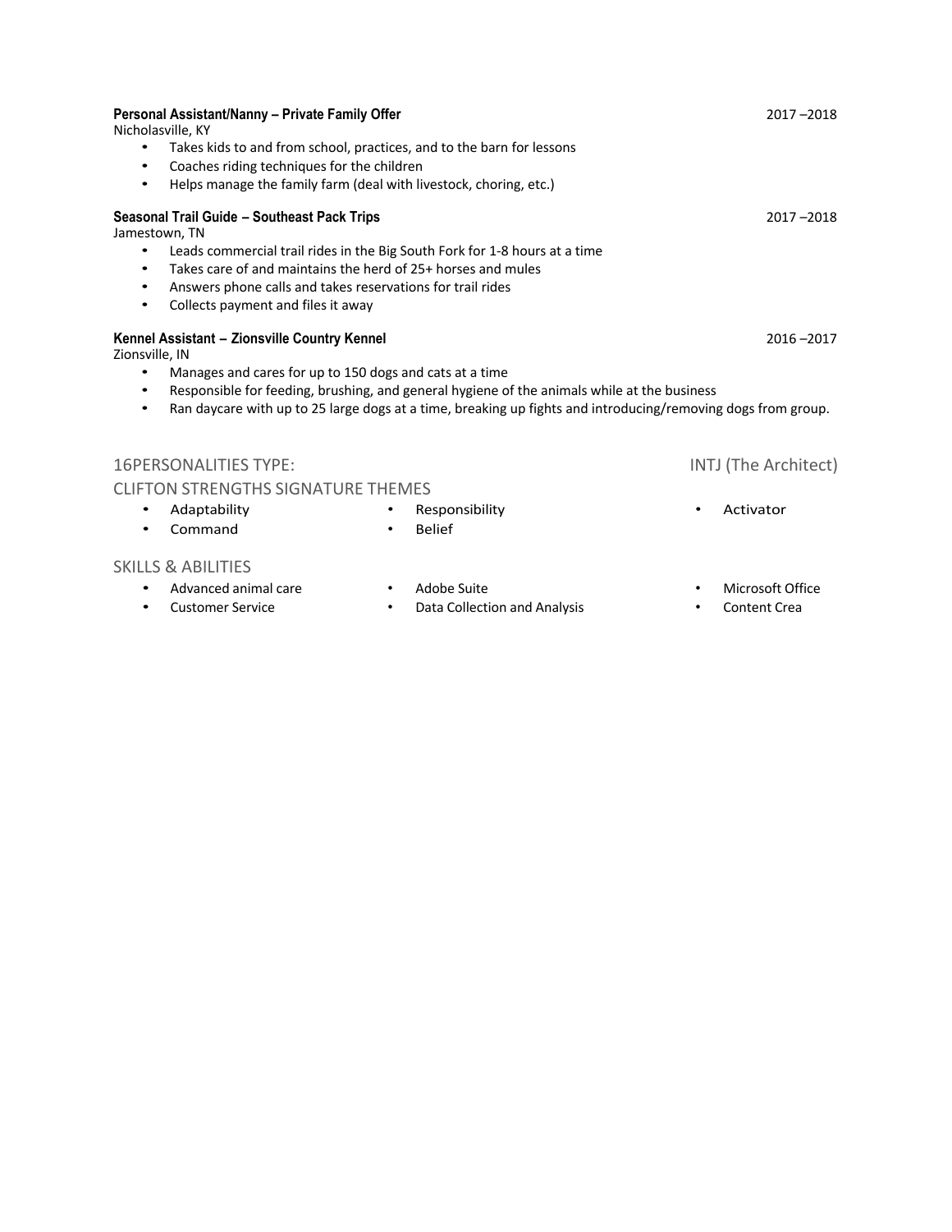**Personal Assistant/Nanny – Private Family Offer** 2017 –2018
Nicholasville, KY

- Takes kids to and from school, practices, and to the barn for lessons
- Coaches riding techniques for the children
- Helps manage the family farm (deal with livestock, choring, etc.)

**Seasonal Trail Guide – Southeast Pack Trips** 2017 –2018
Jamestown, TN

- Leads commercial trail rides in the Big South Fork for 1-8 hours at a time
- Takes care of and maintains the herd of 25+ horses and mules
- Answers phone calls and takes reservations for trail rides
- Collects payment and files it away

**Kennel Assistant – Zionsville Country Kennel** 2016 –2017
Zionsville, IN

- Manages and cares for up to 150 dogs and cats at a time
- Responsible for feeding, brushing, and general hygiene of the animals while at the business
- Ran daycare with up to 25 large dogs at a time, breaking up fights and introducing/removing dogs from group.

## 16PERSONALITIES TYPE: INTJ (The Architect)

## CLIFTON STRENGTHS SIGNATURE THEMES

- Adaptability
- Command
- Responsibility
- Belief
- Activator

## SKILLS & ABILITIES

- Advanced animal care
- Customer Service
- Adobe Suite
- Data Collection and Analysis
- Microsoft Office
- Content Crea